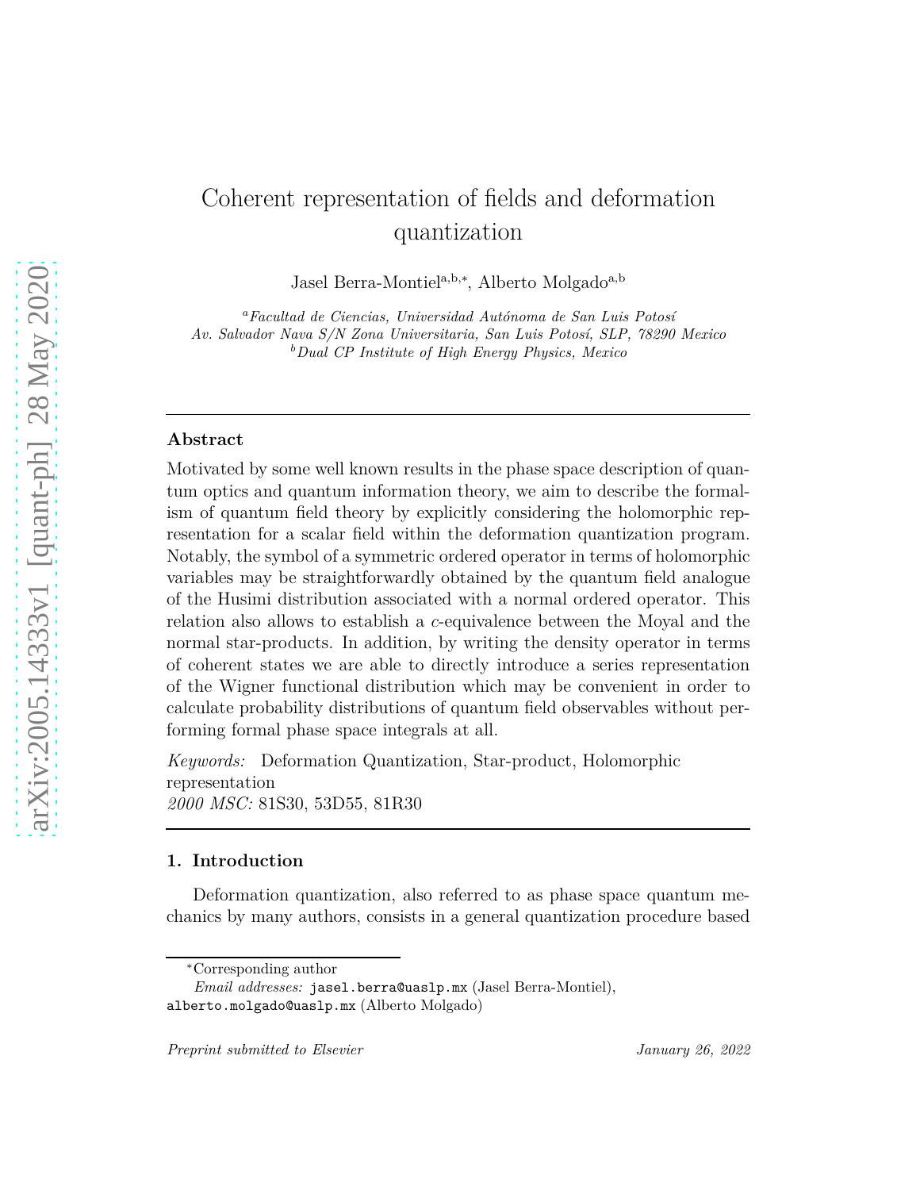# Coherent representation of fields and deformation quantization

Jasel Berra-Montiel[a,b,*], Alberto Molgado[a,b]

[a]*Facultad de Ciencias, Universidad Autónoma de San Luis Potosí*
*Av. Salvador Nava S/N Zona Universitaria, San Luis Potosí, SLP, 78290 Mexico*
[b]*Dual CP Institute of High Energy Physics, Mexico*

---

### Abstract

Motivated by some well known results in the phase space description of quantum optics and quantum information theory, we aim to describe the formalism of quantum field theory by explicitly considering the holomorphic representation for a scalar field within the deformation quantization program. Notably, the symbol of a symmetric ordered operator in terms of holomorphic variables may be straightforwardly obtained by the quantum field analogue of the Husimi distribution associated with a normal ordered operator. This relation also allows to establish a $c$-equivalence between the Moyal and the normal star-products. In addition, by writing the density operator in terms of coherent states we are able to directly introduce a series representation of the Wigner functional distribution which may be convenient in order to calculate probability distributions of quantum field observables without performing formal phase space integrals at all.

*Keywords:* Deformation Quantization, Star-product, Holomorphic representation
*2000 MSC:* 81S30, 53D55, 81R30

---

## 1. Introduction

Deformation quantization, also referred to as phase space quantum mechanics by many authors, consists in a general quantization procedure based

---

*Corresponding author

*Email addresses:* jasel.berra@uaslp.mx (Jasel Berra-Montiel), alberto.molgado@uaslp.mx (Alberto Molgado)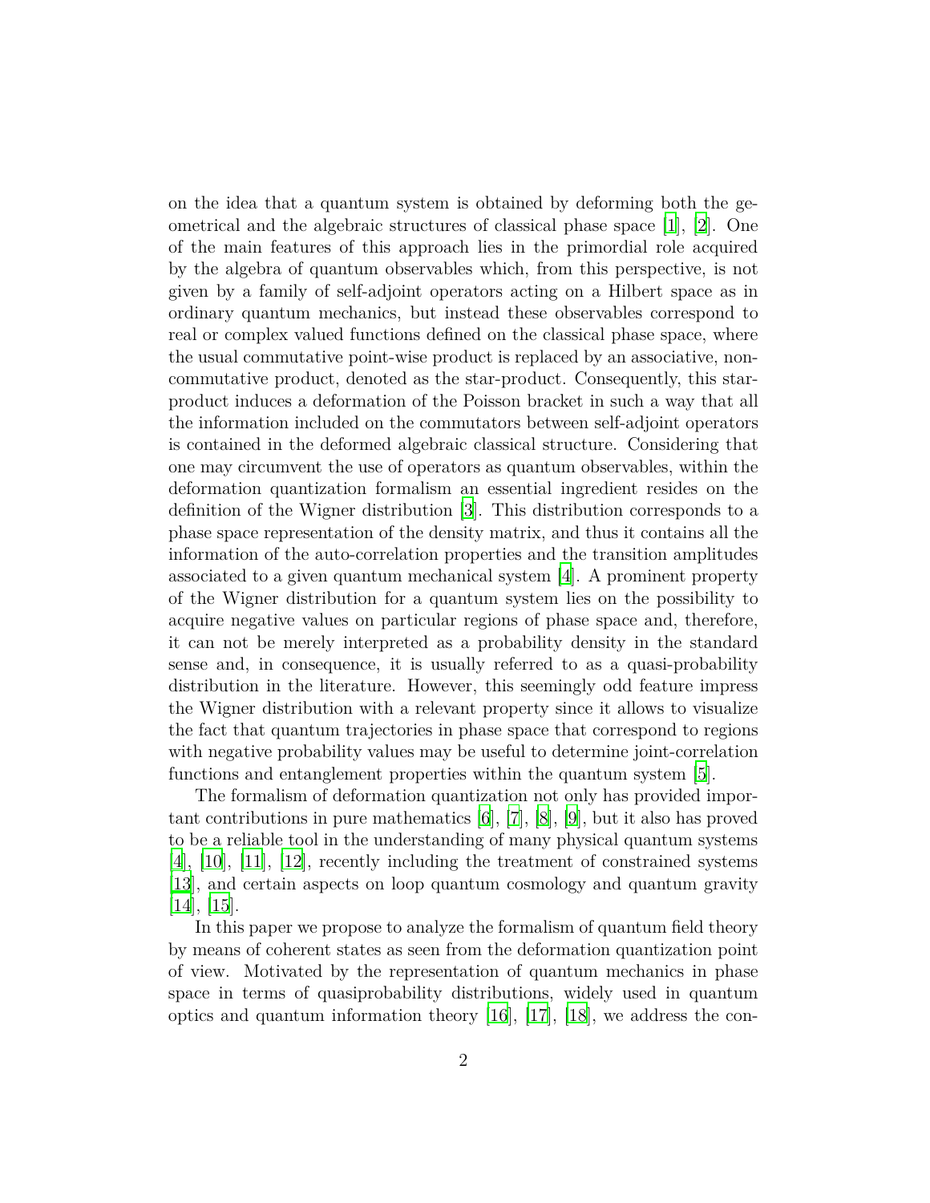on the idea that a quantum system is obtained by deforming both the geometrical and the algebraic structures of classical phase space [1], [2]. One of the main features of this approach lies in the primordial role acquired by the algebra of quantum observables which, from this perspective, is not given by a family of self-adjoint operators acting on a Hilbert space as in ordinary quantum mechanics, but instead these observables correspond to real or complex valued functions defined on the classical phase space, where the usual commutative point-wise product is replaced by an associative, non-commutative product, denoted as the star-product. Consequently, this star-product induces a deformation of the Poisson bracket in such a way that all the information included on the commutators between self-adjoint operators is contained in the deformed algebraic classical structure. Considering that one may circumvent the use of operators as quantum observables, within the deformation quantization formalism an essential ingredient resides on the definition of the Wigner distribution [3]. This distribution corresponds to a phase space representation of the density matrix, and thus it contains all the information of the auto-correlation properties and the transition amplitudes associated to a given quantum mechanical system [4]. A prominent property of the Wigner distribution for a quantum system lies on the possibility to acquire negative values on particular regions of phase space and, therefore, it can not be merely interpreted as a probability density in the standard sense and, in consequence, it is usually referred to as a quasi-probability distribution in the literature. However, this seemingly odd feature impress the Wigner distribution with a relevant property since it allows to visualize the fact that quantum trajectories in phase space that correspond to regions with negative probability values may be useful to determine joint-correlation functions and entanglement properties within the quantum system [5].

The formalism of deformation quantization not only has provided important contributions in pure mathematics [6], [7], [8], [9], but it also has proved to be a reliable tool in the understanding of many physical quantum systems [4], [10], [11], [12], recently including the treatment of constrained systems [13], and certain aspects on loop quantum cosmology and quantum gravity [14], [15].

In this paper we propose to analyze the formalism of quantum field theory by means of coherent states as seen from the deformation quantization point of view. Motivated by the representation of quantum mechanics in phase space in terms of quasiprobability distributions, widely used in quantum optics and quantum information theory [16], [17], [18], we address the con-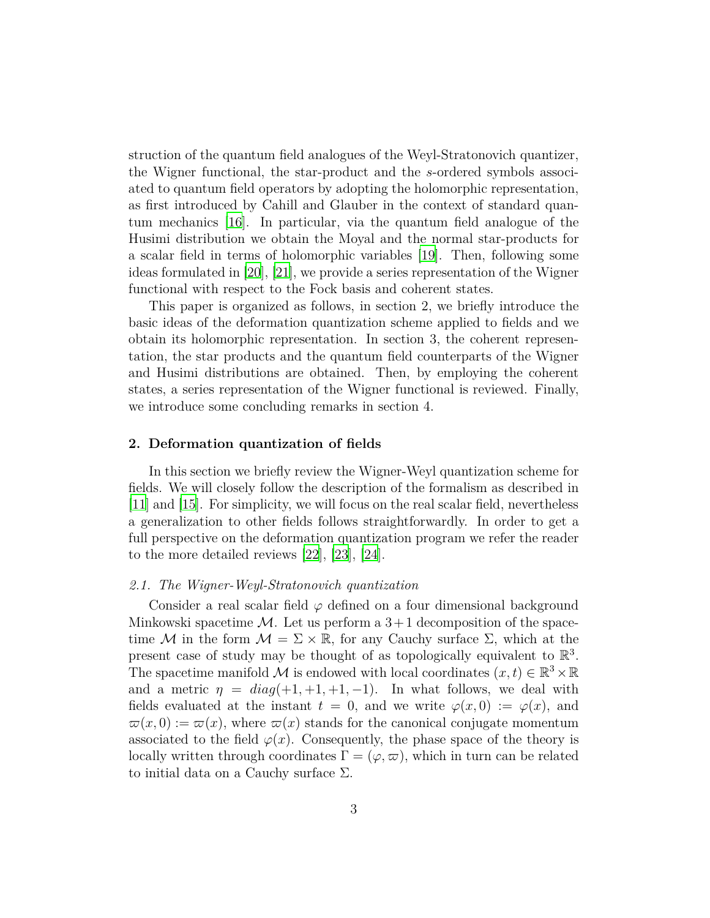struction of the quantum field analogues of the Weyl-Stratonovich quantizer, the Wigner functional, the star-product and the $s$-ordered symbols associated to quantum field operators by adopting the holomorphic representation, as first introduced by Cahill and Glauber in the context of standard quantum mechanics [16]. In particular, via the quantum field analogue of the Husimi distribution we obtain the Moyal and the normal star-products for a scalar field in terms of holomorphic variables [19]. Then, following some ideas formulated in [20], [21], we provide a series representation of the Wigner functional with respect to the Fock basis and coherent states.

This paper is organized as follows, in section 2, we briefly introduce the basic ideas of the deformation quantization scheme applied to fields and we obtain its holomorphic representation. In section 3, the coherent representation, the star products and the quantum field counterparts of the Wigner and Husimi distributions are obtained. Then, by employing the coherent states, a series representation of the Wigner functional is reviewed. Finally, we introduce some concluding remarks in section 4.

## 2. Deformation quantization of fields

In this section we briefly review the Wigner-Weyl quantization scheme for fields. We will closely follow the description of the formalism as described in [11] and [15]. For simplicity, we will focus on the real scalar field, nevertheless a generalization to other fields follows straightforwardly. In order to get a full perspective on the deformation quantization program we refer the reader to the more detailed reviews [22], [23], [24].

### *2.1. The Wigner-Weyl-Stratonovich quantization*

Consider a real scalar field $\varphi$ defined on a four dimensional background Minkowski spacetime $\mathcal{M}$. Let us perform a $3+1$ decomposition of the spacetime $\mathcal{M}$ in the form $\mathcal{M} = \Sigma \times \mathbb{R}$, for any Cauchy surface $\Sigma$, which at the present case of study may be thought of as topologically equivalent to $\mathbb{R}^3$. The spacetime manifold $\mathcal{M}$ is endowed with local coordinates $(x, t) \in \mathbb{R}^3 \times \mathbb{R}$ and a metric $\eta = diag(+1, +1, +1, -1)$. In what follows, we deal with fields evaluated at the instant $t = 0$, and we write $\varphi(x, 0) := \varphi(x)$, and $\varpi(x, 0) := \varpi(x)$, where $\varpi(x)$ stands for the canonical conjugate momentum associated to the field $\varphi(x)$. Consequently, the phase space of the theory is locally written through coordinates $\Gamma = (\varphi, \varpi)$, which in turn can be related to initial data on a Cauchy surface $\Sigma$.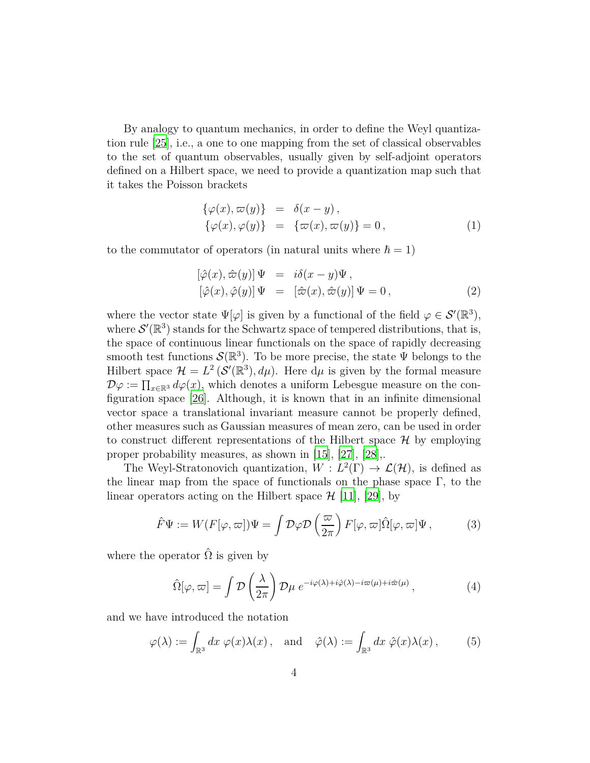By analogy to quantum mechanics, in order to define the Weyl quantization rule [25], i.e., a one to one mapping from the set of classical observables to the set of quantum observables, usually given by self-adjoint operators defined on a Hilbert space, we need to provide a quantization map such that it takes the Poisson brackets

$$
\begin{aligned}
\{\varphi(x), \varpi(y)\} &= \delta(x-y)\,, \\
\{\varphi(x), \varphi(y)\} &= \{\varpi(x), \varpi(y)\} = 0\,,
\end{aligned} \tag{1}
$$

to the commutator of operators (in natural units where $\hbar = 1$)

$$
\begin{aligned}
[\hat{\varphi}(x), \hat{\varpi}(y)]\,\Psi &= i\delta(x-y)\Psi\,, \\
[\hat{\varphi}(x), \hat{\varphi}(y)]\,\Psi &= [\hat{\varpi}(x), \hat{\varpi}(y)]\,\Psi = 0\,,
\end{aligned} \tag{2}
$$

where the vector state $\Psi[\varphi]$ is given by a functional of the field $\varphi \in \mathcal{S}'(\mathbb{R}^3)$, where $\mathcal{S}'(\mathbb{R}^3)$ stands for the Schwartz space of tempered distributions, that is, the space of continuous linear functionals on the space of rapidly decreasing smooth test functions $\mathcal{S}(\mathbb{R}^3)$. To be more precise, the state $\Psi$ belongs to the Hilbert space $\mathcal{H} = L^2\left(\mathcal{S}'(\mathbb{R}^3), d\mu\right)$. Here $\mathrm{d}\mu$ is given by the formal measure $\mathcal{D}\varphi := \prod_{x\in\mathbb{R}^3} d\varphi(x)$, which denotes a uniform Lebesgue measure on the configuration space [26]. Although, it is known that in an infinite dimensional vector space a translational invariant measure cannot be properly defined, other measures such as Gaussian measures of mean zero, can be used in order to construct different representations of the Hilbert space $\mathcal{H}$ by employing proper probability measures, as shown in [15], [27], [28],.

The Weyl-Stratonovich quantization, $W : L^2(\Gamma) \to \mathcal{L}(\mathcal{H})$, is defined as the linear map from the space of functionals on the phase space $\Gamma$, to the linear operators acting on the Hilbert space $\mathcal{H}$ [11], [29], by

$$
\hat{F}\Psi := W(F[\varphi, \varpi])\Psi = \int \mathcal{D}\varphi \mathcal{D}\left(\frac{\varpi}{2\pi}\right) F[\varphi, \varpi]\hat{\Omega}[\varphi, \varpi]\Psi\,, \tag{3}
$$

where the operator $\hat{\Omega}$ is given by

$$
\hat{\Omega}[\varphi, \varpi] = \int \mathcal{D}\left(\frac{\lambda}{2\pi}\right) \mathcal{D}\mu\; e^{-i\varphi(\lambda) + i\hat{\varphi}(\lambda) - i\varpi(\mu) + i\hat{\varpi}(\mu)}\,, \tag{4}
$$

and we have introduced the notation

$$
\varphi(\lambda) := \int_{\mathbb{R}^3} dx\; \varphi(x)\lambda(x)\,, \quad \text{and} \quad \hat{\varphi}(\lambda) := \int_{\mathbb{R}^3} dx\; \hat{\varphi}(x)\lambda(x)\,, \tag{5}
$$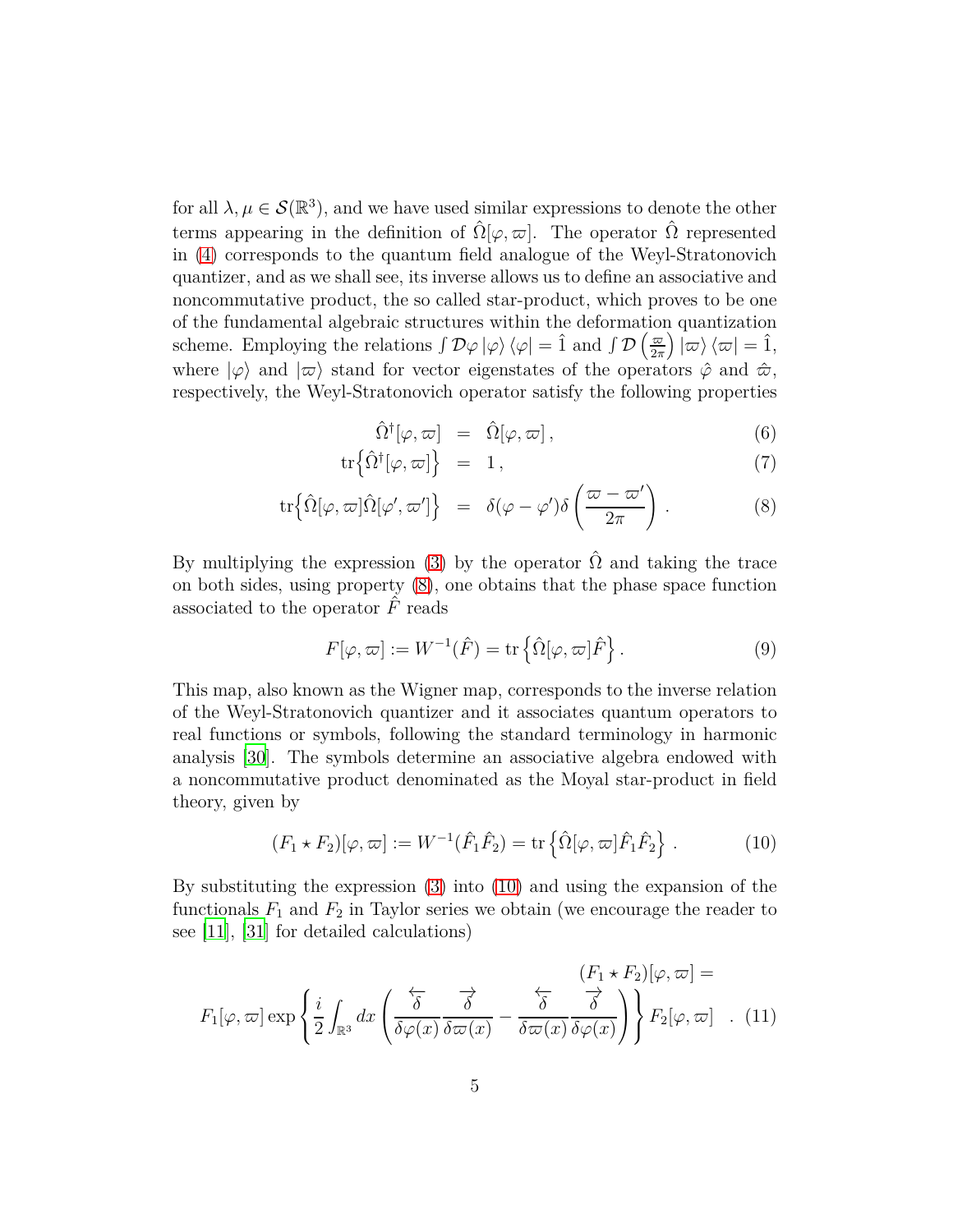for all $\lambda, \mu \in \mathcal{S}(\mathbb{R}^3)$, and we have used similar expressions to denote the other terms appearing in the definition of $\hat{\Omega}[\varphi, \varpi]$. The operator $\hat{\Omega}$ represented in (4) corresponds to the quantum field analogue of the Weyl-Stratonovich quantizer, and as we shall see, its inverse allows us to define an associative and noncommutative product, the so called star-product, which proves to be one of the fundamental algebraic structures within the deformation quantization scheme. Employing the relations $\int \mathcal{D}\varphi \left|\varphi\right\rangle \left\langle\varphi\right| = \hat{1}$ and $\int \mathcal{D}\left(\frac{\varpi}{2\pi}\right) \left|\varpi\right\rangle \left\langle\varpi\right| = \hat{1}$, where $\left|\varphi\right\rangle$ and $\left|\varpi\right\rangle$ stand for vector eigenstates of the operators $\hat{\varphi}$ and $\hat{\varpi}$, respectively, the Weyl-Stratonovich operator satisfy the following properties

$$
\begin{aligned}
\hat{\Omega}^{\dagger}[\varphi, \varpi] &= \hat{\Omega}[\varphi, \varpi]\,, &(6)\\
\mathrm{tr}\Big\{\hat{\Omega}^{\dagger}[\varphi, \varpi]\Big\} &= 1\,, &(7)\\
\mathrm{tr}\Big\{\hat{\Omega}[\varphi, \varpi]\hat{\Omega}[\varphi', \varpi']\Big\} &= \delta(\varphi - \varphi')\delta\left(\frac{\varpi - \varpi'}{2\pi}\right). &(8)
\end{aligned}
$$

By multiplying the expression (3) by the operator $\hat{\Omega}$ and taking the trace on both sides, using property (8), one obtains that the phase space function associated to the operator $\hat{F}$ reads

$$
F[\varphi, \varpi] := W^{-1}(\hat{F}) = \mathrm{tr}\left\{\hat{\Omega}[\varphi, \varpi]\hat{F}\right\}. \tag{9}
$$

This map, also known as the Wigner map, corresponds to the inverse relation of the Weyl-Stratonovich quantizer and it associates quantum operators to real functions or symbols, following the standard terminology in harmonic analysis [30]. The symbols determine an associative algebra endowed with a noncommutative product denominated as the Moyal star-product in field theory, given by

$$
(F_1 \star F_2)[\varphi, \varpi] := W^{-1}(\hat{F}_1\hat{F}_2) = \mathrm{tr}\left\{\hat{\Omega}[\varphi, \varpi]\hat{F}_1\hat{F}_2\right\}. \tag{10}
$$

By substituting the expression (3) into (10) and using the expansion of the functionals $F_1$ and $F_2$ in Taylor series we obtain (we encourage the reader to see [11], [31] for detailed calculations)

$$
(F_1 \star F_2)[\varphi, \varpi] = F_1[\varphi, \varpi] \exp\left\{\frac{i}{2}\int_{\mathbb{R}^3} dx \left(\frac{\overleftarrow{\delta}}{\delta\varphi(x)}\frac{\overrightarrow{\delta}}{\delta\varpi(x)} - \frac{\overleftarrow{\delta}}{\delta\varpi(x)}\frac{\overrightarrow{\delta}}{\delta\varphi(x)}\right)\right\} F_2[\varphi, \varpi] \quad . \tag{11}
$$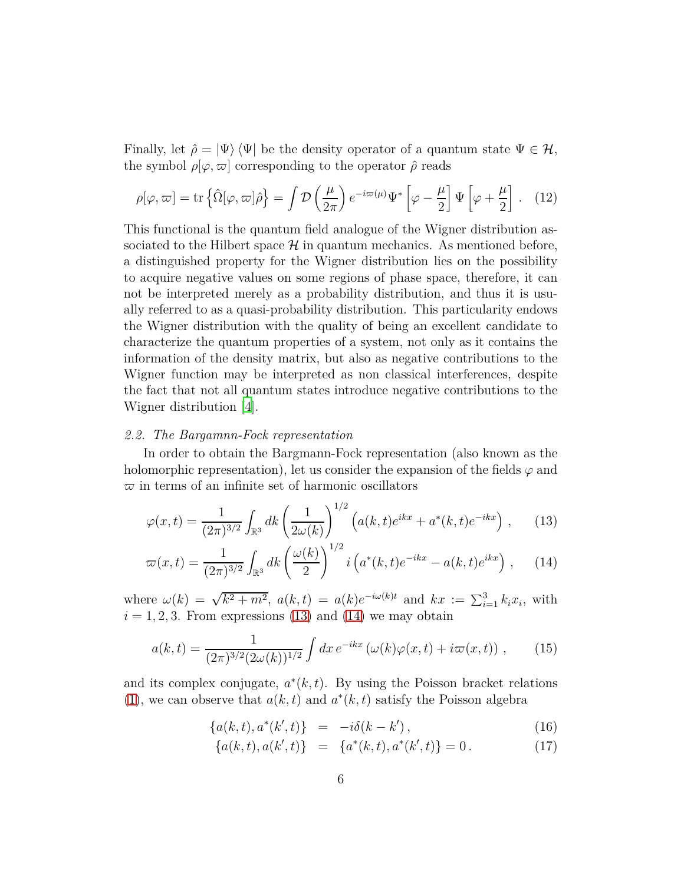Finally, let $\hat{\rho} = |\Psi\rangle\langle\Psi|$ be the density operator of a quantum state $\Psi \in \mathcal{H}$, the symbol $\rho[\varphi, \varpi]$ corresponding to the operator $\hat{\rho}$ reads

$$\rho[\varphi, \varpi] = \mathrm{tr}\left\{\hat{\Omega}[\varphi, \varpi]\hat{\rho}\right\} = \int \mathcal{D}\left(\frac{\mu}{2\pi}\right) e^{-i\varpi(\mu)} \Psi^*\left[\varphi - \frac{\mu}{2}\right] \Psi\left[\varphi + \frac{\mu}{2}\right] . \quad (12)$$

This functional is the quantum field analogue of the Wigner distribution associated to the Hilbert space $\mathcal{H}$ in quantum mechanics. As mentioned before, a distinguished property for the Wigner distribution lies on the possibility to acquire negative values on some regions of phase space, therefore, it can not be interpreted merely as a probability distribution, and thus it is usually referred to as a quasi-probability distribution. This particularity endows the Wigner distribution with the quality of being an excellent candidate to characterize the quantum properties of a system, not only as it contains the information of the density matrix, but also as negative contributions to the Wigner function may be interpreted as non classical interferences, despite the fact that not all quantum states introduce negative contributions to the Wigner distribution [4].

### *2.2. The Bargamnn-Fock representation*

In order to obtain the Bargmann-Fock representation (also known as the holomorphic representation), let us consider the expansion of the fields $\varphi$ and $\varpi$ in terms of an infinite set of harmonic oscillators

$$\varphi(x, t) = \frac{1}{(2\pi)^{3/2}} \int_{\mathbb{R}^3} dk \left(\frac{1}{2\omega(k)}\right)^{1/2} \left(a(k, t)e^{ikx} + a^*(k, t)e^{-ikx}\right) , \quad (13)$$

$$\varpi(x, t) = \frac{1}{(2\pi)^{3/2}} \int_{\mathbb{R}^3} dk \left(\frac{\omega(k)}{2}\right)^{1/2} i\left(a^*(k, t)e^{-ikx} - a(k, t)e^{ikx}\right) , \quad (14)$$

where $\omega(k) = \sqrt{k^2 + m^2}$, $a(k, t) = a(k)e^{-i\omega(k)t}$ and $kx := \sum_{i=1}^{3} k_i x_i$, with $i = 1, 2, 3$. From expressions (13) and (14) we may obtain

$$a(k, t) = \frac{1}{(2\pi)^{3/2}(2\omega(k))^{1/2}} \int dx\, e^{-ikx} \left(\omega(k)\varphi(x, t) + i\varpi(x, t)\right) , \quad (15)$$

and its complex conjugate, $a^*(k, t)$. By using the Poisson bracket relations (1), we can observe that $a(k, t)$ and $a^*(k, t)$ satisfy the Poisson algebra

$$\{a(k, t), a^*(k', t)\} = -i\delta(k - k') , \quad (16)$$

$$\{a(k, t), a(k', t)\} = \{a^*(k, t), a^*(k', t)\} = 0 . \quad (17)$$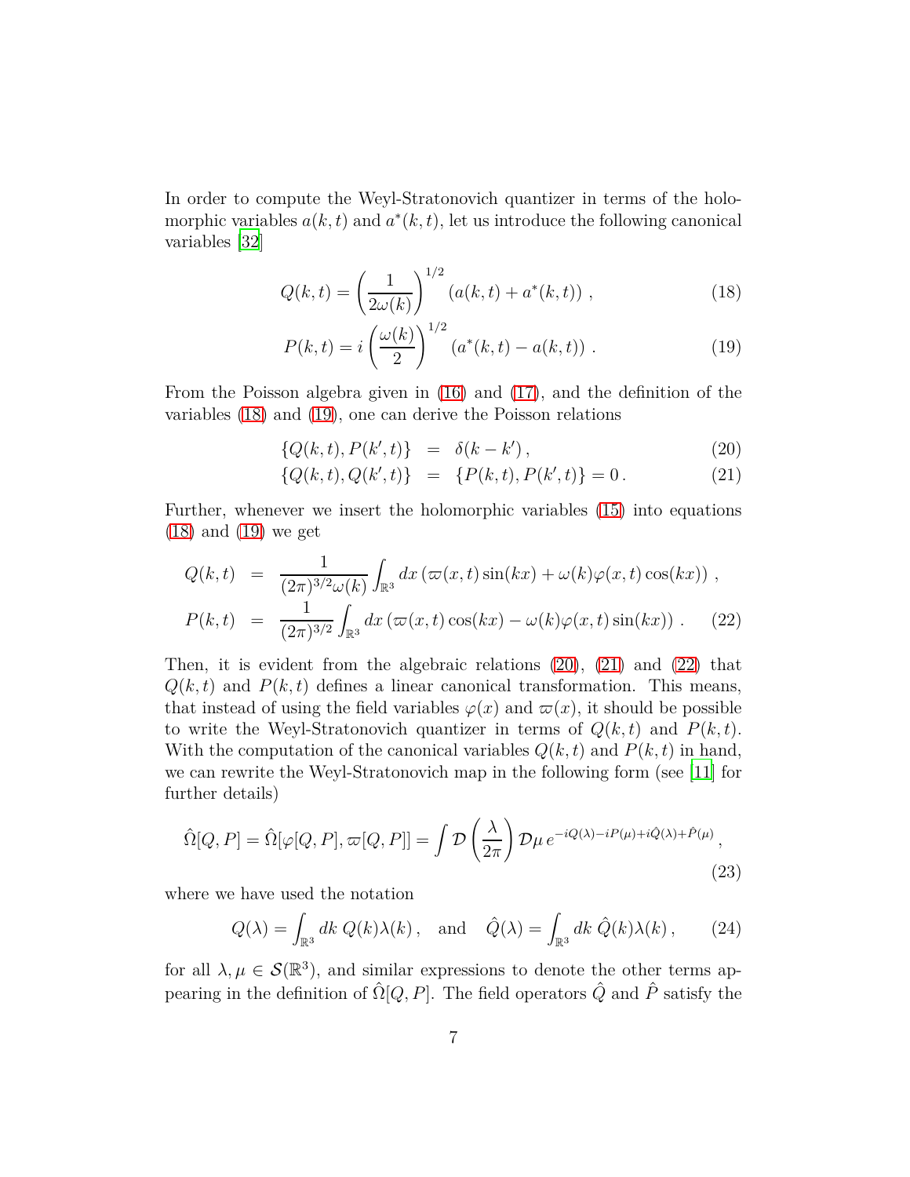In order to compute the Weyl-Stratonovich quantizer in terms of the holomorphic variables $a(k,t)$ and $a^*(k,t)$, let us introduce the following canonical variables [32]

$$Q(k,t) = \left(\frac{1}{2\omega(k)}\right)^{1/2} (a(k,t) + a^*(k,t)) \, , \tag{18}$$

$$P(k,t) = i \left(\frac{\omega(k)}{2}\right)^{1/2} (a^*(k,t) - a(k,t)) \, . \tag{19}$$

From the Poisson algebra given in (16) and (17), and the definition of the variables (18) and (19), one can derive the Poisson relations

$$\{Q(k,t), P(k',t)\} = \delta(k-k') \, , \tag{20}$$

$$\{Q(k,t), Q(k',t)\} = \{P(k,t), P(k',t)\} = 0 \, . \tag{21}$$

Further, whenever we insert the holomorphic variables (15) into equations (18) and (19) we get

$$\begin{aligned} Q(k,t) &= \frac{1}{(2\pi)^{3/2}\omega(k)} \int_{\mathbb{R}^3} dx \, (\varpi(x,t)\sin(kx) + \omega(k)\varphi(x,t)\cos(kx)) \, , \\ P(k,t) &= \frac{1}{(2\pi)^{3/2}} \int_{\mathbb{R}^3} dx \, (\varpi(x,t)\cos(kx) - \omega(k)\varphi(x,t)\sin(kx)) \, . \end{aligned} \tag{22}$$

Then, it is evident from the algebraic relations (20), (21) and (22) that $Q(k,t)$ and $P(k,t)$ defines a linear canonical transformation. This means, that instead of using the field variables $\varphi(x)$ and $\varpi(x)$, it should be possible to write the Weyl-Stratonovich quantizer in terms of $Q(k,t)$ and $P(k,t)$. With the computation of the canonical variables $Q(k,t)$ and $P(k,t)$ in hand, we can rewrite the Weyl-Stratonovich map in the following form (see [11] for further details)

$$\hat{\Omega}[Q,P] = \hat{\Omega}[\varphi[Q,P], \varpi[Q,P]] = \int \mathcal{D}\left(\frac{\lambda}{2\pi}\right) \mathcal{D}\mu \, e^{-iQ(\lambda) - iP(\mu) + i\hat{Q}(\lambda) + \hat{P}(\mu)} \, , \tag{23}$$

where we have used the notation

$$Q(\lambda) = \int_{\mathbb{R}^3} dk \, Q(k)\lambda(k) \, , \quad \text{and} \quad \hat{Q}(\lambda) = \int_{\mathbb{R}^3} dk \, \hat{Q}(k)\lambda(k) \, , \tag{24}$$

for all $\lambda, \mu \in \mathcal{S}(\mathbb{R}^3)$, and similar expressions to denote the other terms appearing in the definition of $\hat{\Omega}[Q,P]$. The field operators $\hat{Q}$ and $\hat{P}$ satisfy the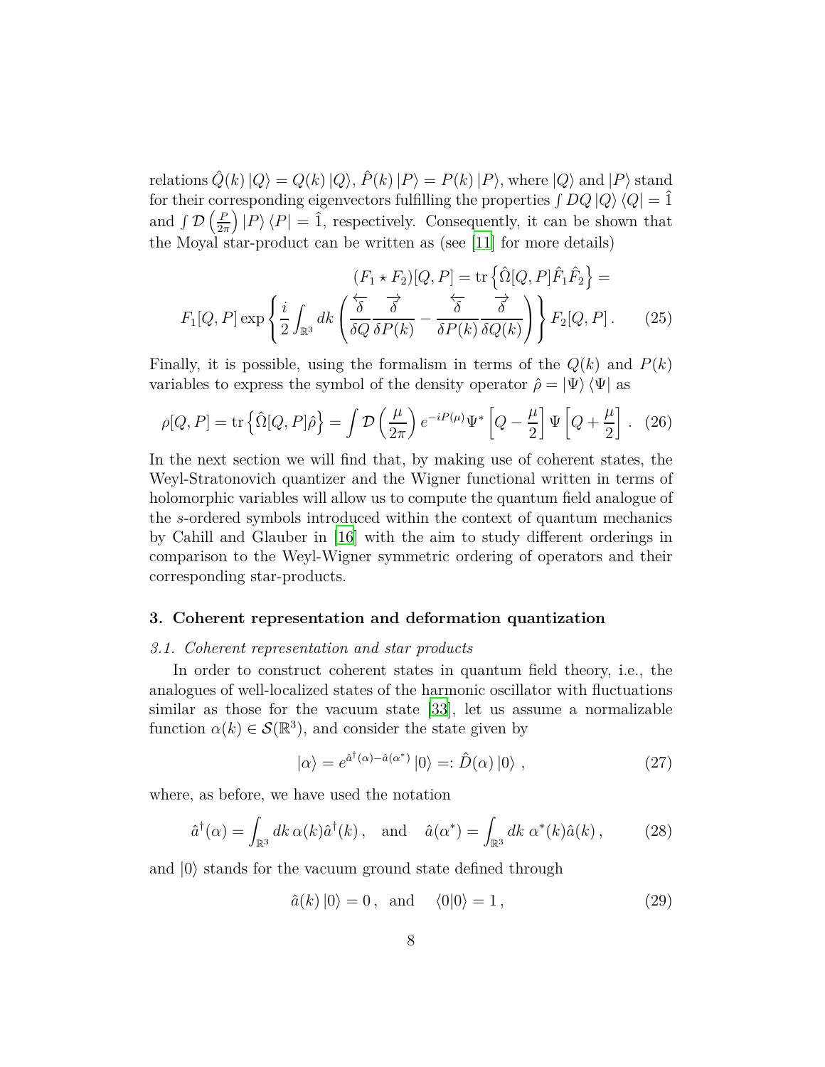relations $\hat{Q}(k)\,|Q\rangle = Q(k)\,|Q\rangle$, $\hat{P}(k)\,|P\rangle = P(k)\,|P\rangle$, where $|Q\rangle$ and $|P\rangle$ stand for their corresponding eigenvectors fulfilling the properties $\int DQ\,|Q\rangle\langle Q| = \hat{1}$ and $\int \mathcal{D}\left(\frac{P}{2\pi}\right)|P\rangle\langle P| = \hat{1}$, respectively. Consequently, it can be shown that the Moyal star-product can be written as (see [11] for more details)

$$
\begin{aligned}
(F_1 \star F_2)[Q,P] &= \mathrm{tr}\left\{\hat{\Omega}[Q,P]\hat{F}_1\hat{F}_2\right\} = \\
F_1[Q,P]\exp\left\{\frac{i}{2}\int_{\mathbb{R}^3} dk\left(\frac{\overleftarrow{\delta}}{\delta Q}\frac{\overrightarrow{\delta}}{\delta P(k)} - \frac{\overleftarrow{\delta}}{\delta P(k)}\frac{\overrightarrow{\delta}}{\delta Q(k)}\right)\right\}&F_2[Q,P]\,. \qquad (25)
\end{aligned}
$$

Finally, it is possible, using the formalism in terms of the $Q(k)$ and $P(k)$ variables to express the symbol of the density operator $\hat{\rho} = |\Psi\rangle\langle\Psi|$ as

$$
\rho[Q,P] = \mathrm{tr}\left\{\hat{\Omega}[Q,P]\hat{\rho}\right\} = \int \mathcal{D}\left(\frac{\mu}{2\pi}\right)e^{-iP(\mu)}\Psi^*\left[Q - \frac{\mu}{2}\right]\Psi\left[Q + \frac{\mu}{2}\right]\,. \quad (26)
$$

In the next section we will find that, by making use of coherent states, the Weyl-Stratonovich quantizer and the Wigner functional written in terms of holomorphic variables will allow us to compute the quantum field analogue of the $s$-ordered symbols introduced within the context of quantum mechanics by Cahill and Glauber in [16] with the aim to study different orderings in comparison to the Weyl-Wigner symmetric ordering of operators and their corresponding star-products.

## 3. Coherent representation and deformation quantization

### *3.1. Coherent representation and star products*

In order to construct coherent states in quantum field theory, i.e., the analogues of well-localized states of the harmonic oscillator with fluctuations similar as those for the vacuum state [33], let us assume a normalizable function $\alpha(k) \in \mathcal{S}(\mathbb{R}^3)$, and consider the state given by

$$
|\alpha\rangle = e^{\hat{a}^\dagger(\alpha) - \hat{a}(\alpha^*)}\,|0\rangle =: \hat{D}(\alpha)\,|0\rangle\,, \qquad (27)
$$

where, as before, we have used the notation

$$
\hat{a}^\dagger(\alpha) = \int_{\mathbb{R}^3} dk\,\alpha(k)\hat{a}^\dagger(k)\,, \quad \text{and} \quad \hat{a}(\alpha^*) = \int_{\mathbb{R}^3} dk\;\alpha^*(k)\hat{a}(k)\,, \qquad (28)
$$

and $|0\rangle$ stands for the vacuum ground state defined through

$$
\hat{a}(k)\,|0\rangle = 0\,, \quad \text{and} \quad \langle 0|0\rangle = 1\,, \qquad (29)
$$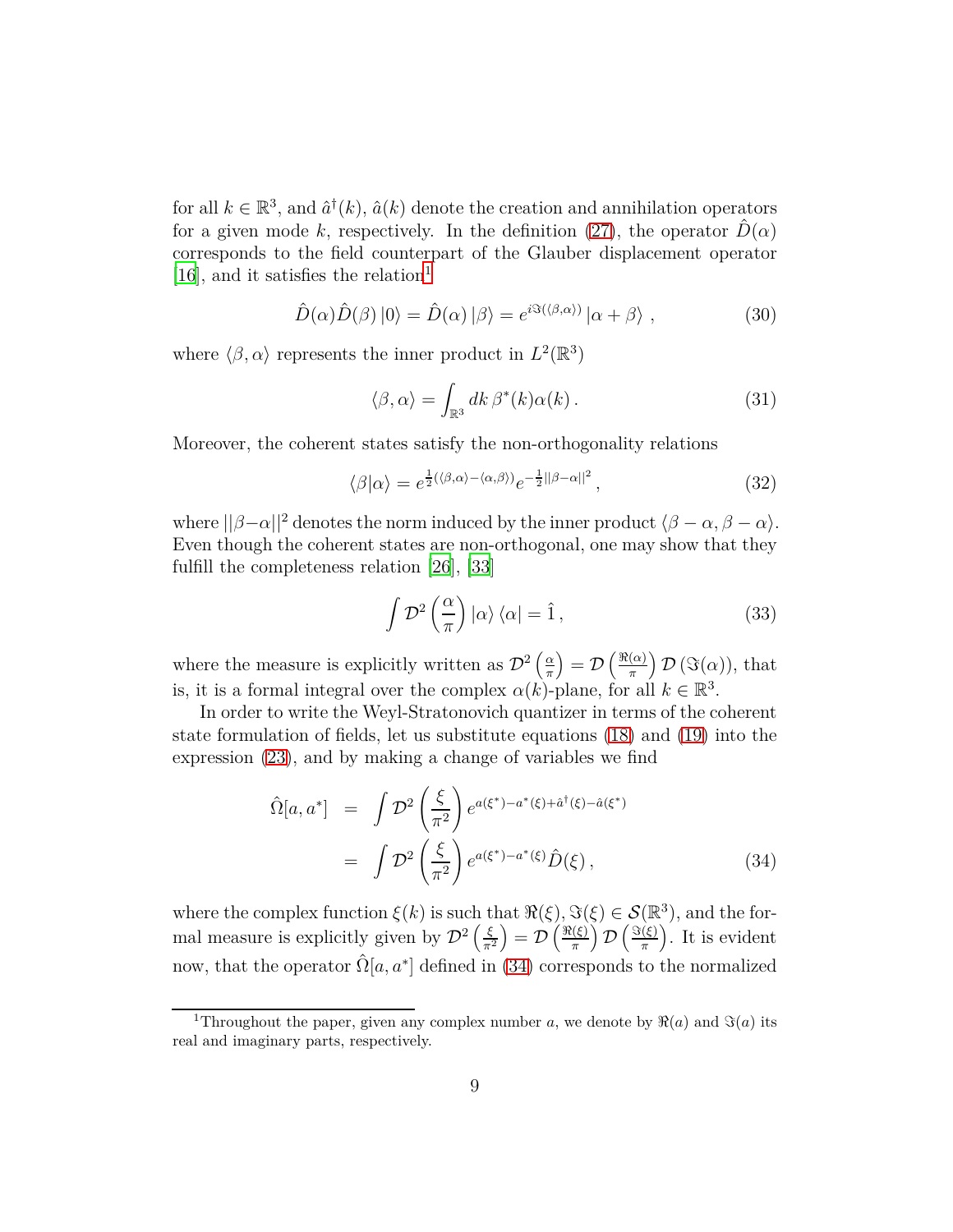for all $k \in \mathbb{R}^3$, and $\hat{a}^\dagger(k)$, $\hat{a}(k)$ denote the creation and annihilation operators for a given mode $k$, respectively. In the definition (27), the operator $\hat{D}(\alpha)$ corresponds to the field counterpart of the Glauber displacement operator [16], and it satisfies the relation[1]

$$\hat{D}(\alpha)\hat{D}(\beta)\left|0\right\rangle = \hat{D}(\alpha)\left|\beta\right\rangle = e^{i\Im(\langle \beta,\alpha\rangle)}\left|\alpha+\beta\right\rangle \,, \tag{30}$$

where $\langle \beta, \alpha\rangle$ represents the inner product in $L^2(\mathbb{R}^3)$

$$\langle \beta, \alpha\rangle = \int_{\mathbb{R}^3} dk\, \beta^*(k)\alpha(k)\,. \tag{31}$$

Moreover, the coherent states satisfy the non-orthogonality relations

$$\langle \beta|\alpha\rangle = e^{\frac{1}{2}(\langle \beta,\alpha\rangle - \langle \alpha,\beta\rangle)} e^{-\frac{1}{2}||\beta-\alpha||^2}\,, \tag{32}$$

where $||\beta-\alpha||^2$ denotes the norm induced by the inner product $\langle \beta-\alpha, \beta-\alpha\rangle$. Even though the coherent states are non-orthogonal, one may show that they fulfill the completeness relation [26], [33]

$$\int \mathcal{D}^2\left(\frac{\alpha}{\pi}\right)\left|\alpha\right\rangle\left\langle\alpha\right| = \hat{1}\,, \tag{33}$$

where the measure is explicitly written as $\mathcal{D}^2\left(\frac{\alpha}{\pi}\right) = \mathcal{D}\left(\frac{\Re(\alpha)}{\pi}\right)\mathcal{D}\left(\Im(\alpha)\right)$, that is, it is a formal integral over the complex $\alpha(k)$-plane, for all $k \in \mathbb{R}^3$.

In order to write the Weyl-Stratonovich quantizer in terms of the coherent state formulation of fields, let us substitute equations (18) and (19) into the expression (23), and by making a change of variables we find

$$\begin{aligned} \hat{\Omega}[a,a^*] &= \int \mathcal{D}^2\left(\frac{\xi}{\pi^2}\right) e^{a(\xi^*)-a^*(\xi)+\hat{a}^\dagger(\xi)-\hat{a}(\xi^*)} \\ &= \int \mathcal{D}^2\left(\frac{\xi}{\pi^2}\right) e^{a(\xi^*)-a^*(\xi)}\hat{D}(\xi)\,, \end{aligned} \tag{34}$$

where the complex function $\xi(k)$ is such that $\Re(\xi), \Im(\xi) \in \mathcal{S}(\mathbb{R}^3)$, and the formal measure is explicitly given by $\mathcal{D}^2\left(\frac{\xi}{\pi^2}\right) = \mathcal{D}\left(\frac{\Re(\xi)}{\pi}\right)\mathcal{D}\left(\frac{\Im(\xi)}{\pi}\right)$. It is evident now, that the operator $\hat{\Omega}[a,a^*]$ defined in (34) corresponds to the normalized

[1] Throughout the paper, given any complex number $a$, we denote by $\Re(a)$ and $\Im(a)$ its real and imaginary parts, respectively.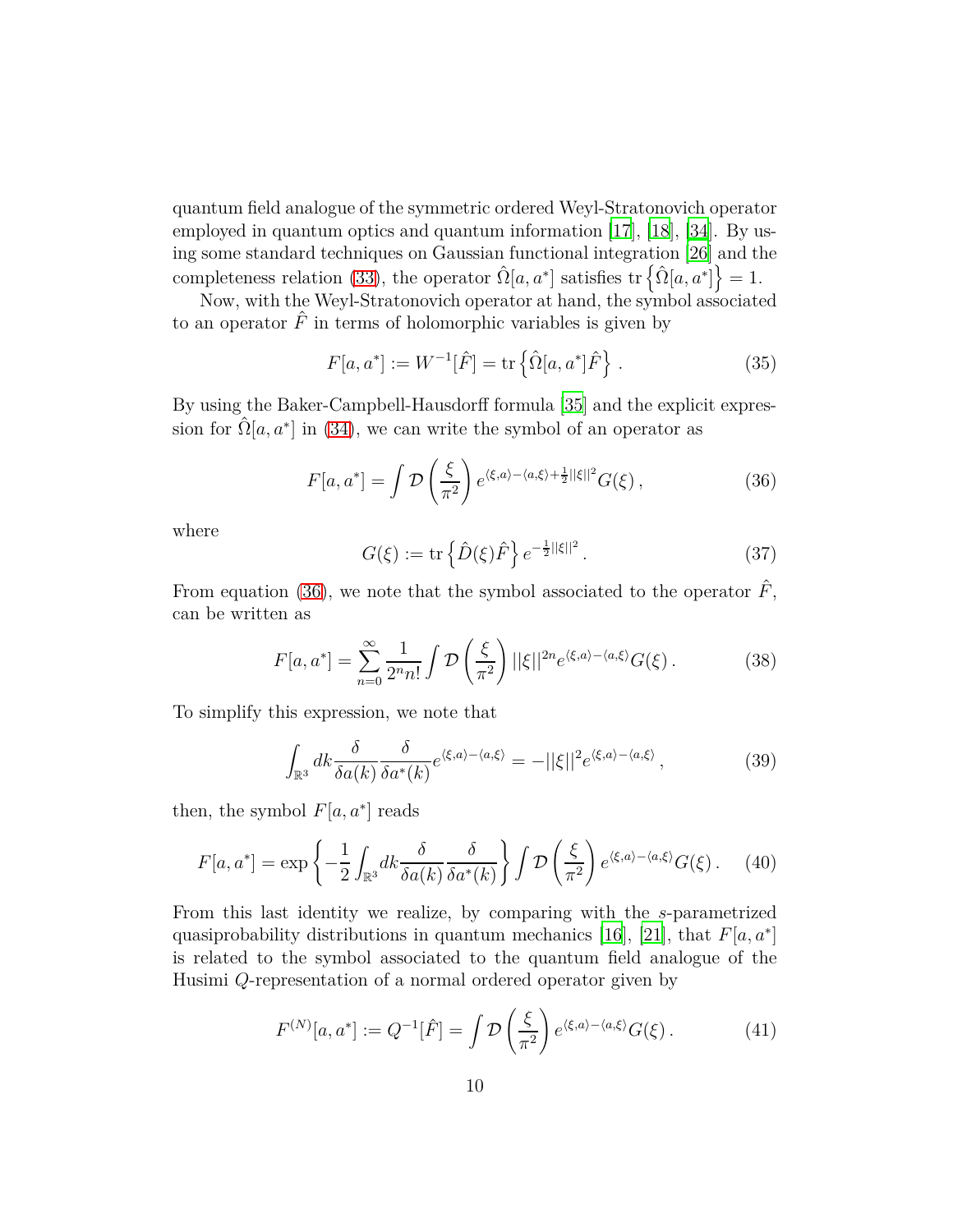quantum field analogue of the symmetric ordered Weyl-Stratonovich operator employed in quantum optics and quantum information [17], [18], [34]. By using some standard techniques on Gaussian functional integration [26] and the completeness relation (33), the operator $\hat{\Omega}[a, a^*]$ satisfies $\mathrm{tr}\left\{\hat{\Omega}[a, a^*]\right\} = 1$.

Now, with the Weyl-Stratonovich operator at hand, the symbol associated to an operator $\hat{F}$ in terms of holomorphic variables is given by

$$F[a, a^*] := W^{-1}[\hat{F}] = \mathrm{tr}\left\{\hat{\Omega}[a, a^*]\hat{F}\right\} . \tag{35}$$

By using the Baker-Campbell-Hausdorff formula [35] and the explicit expression for $\hat{\Omega}[a, a^*]$ in (34), we can write the symbol of an operator as

$$F[a, a^*] = \int \mathcal{D}\left(\frac{\xi}{\pi^2}\right) e^{\langle \xi, a\rangle - \langle a, \xi\rangle + \frac{1}{2}||\xi||^2} G(\xi) \, , \tag{36}$$

where

$$G(\xi) := \mathrm{tr}\left\{\hat{D}(\xi)\hat{F}\right\} e^{-\frac{1}{2}||\xi||^2} . \tag{37}$$

From equation (36), we note that the symbol associated to the operator $\hat{F}$, can be written as

$$F[a, a^*] = \sum_{n=0}^{\infty} \frac{1}{2^n n!} \int \mathcal{D}\left(\frac{\xi}{\pi^2}\right) ||\xi||^{2n} e^{\langle \xi, a\rangle - \langle a, \xi\rangle} G(\xi) \, . \tag{38}$$

To simplify this expression, we note that

$$\int_{\mathbb{R}^3} dk \frac{\delta}{\delta a(k)} \frac{\delta}{\delta a^*(k)} e^{\langle \xi, a\rangle - \langle a, \xi\rangle} = -||\xi||^2 e^{\langle \xi, a\rangle - \langle a, \xi\rangle} \, , \tag{39}$$

then, the symbol $F[a, a^*]$ reads

$$F[a, a^*] = \exp\left\{-\frac{1}{2}\int_{\mathbb{R}^3} dk \frac{\delta}{\delta a(k)} \frac{\delta}{\delta a^*(k)}\right\} \int \mathcal{D}\left(\frac{\xi}{\pi^2}\right) e^{\langle \xi, a\rangle - \langle a, \xi\rangle} G(\xi) \, . \tag{40}$$

From this last identity we realize, by comparing with the $s$-parametrized quasiprobability distributions in quantum mechanics [16], [21], that $F[a, a^*]$ is related to the symbol associated to the quantum field analogue of the Husimi $Q$-representation of a normal ordered operator given by

$$F^{(N)}[a, a^*] := Q^{-1}[\hat{F}] = \int \mathcal{D}\left(\frac{\xi}{\pi^2}\right) e^{\langle \xi, a\rangle - \langle a, \xi\rangle} G(\xi) \, . \tag{41}$$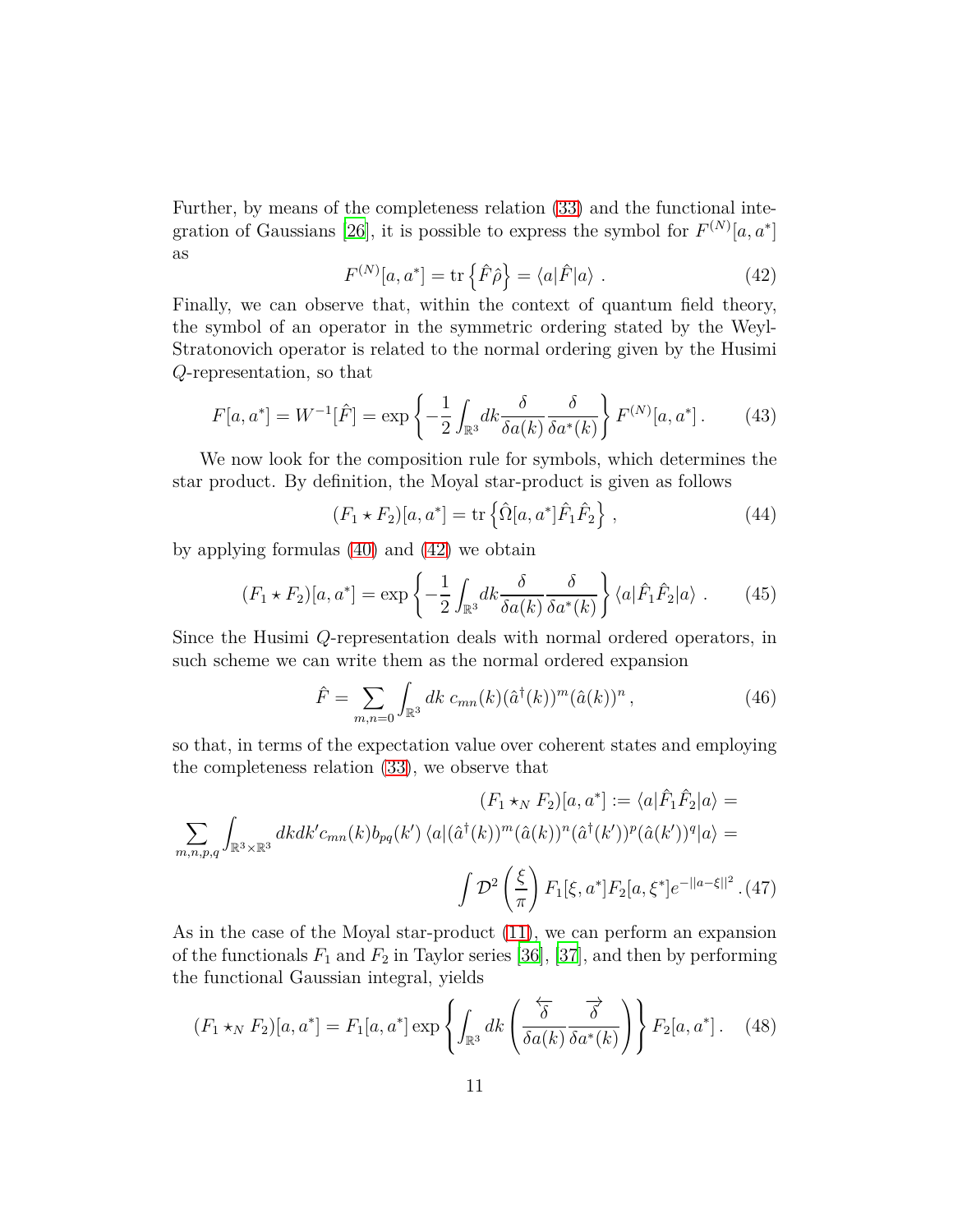Further, by means of the completeness relation (33) and the functional integration of Gaussians [26], it is possible to express the symbol for $F^{(N)}[a, a^*]$ as

$$F^{(N)}[a, a^*] = \mathrm{tr}\left\{\hat{F}\hat{\rho}\right\} = \langle a|\hat{F}|a\rangle \ . \tag{42}$$

Finally, we can observe that, within the context of quantum field theory, the symbol of an operator in the symmetric ordering stated by the Weyl-Stratonovich operator is related to the normal ordering given by the Husimi $Q$-representation, so that

$$F[a, a^*] = W^{-1}[\hat{F}] = \exp\left\{-\frac{1}{2}\int_{\mathbb{R}^3} dk \frac{\delta}{\delta a(k)}\frac{\delta}{\delta a^*(k)}\right\} F^{(N)}[a, a^*] \,. \tag{43}$$

We now look for the composition rule for symbols, which determines the star product. By definition, the Moyal star-product is given as follows

$$(F_1 \star F_2)[a, a^*] = \mathrm{tr}\left\{\hat{\Omega}[a, a^*]\hat{F}_1\hat{F}_2\right\} \,, \tag{44}$$

by applying formulas (40) and (42) we obtain

$$(F_1 \star F_2)[a, a^*] = \exp\left\{-\frac{1}{2}\int_{\mathbb{R}^3} dk \frac{\delta}{\delta a(k)}\frac{\delta}{\delta a^*(k)}\right\} \langle a|\hat{F}_1\hat{F}_2|a\rangle \ . \tag{45}$$

Since the Husimi $Q$-representation deals with normal ordered operators, in such scheme we can write them as the normal ordered expansion

$$\hat{F} = \sum_{m,n=0} \int_{\mathbb{R}^3} dk \ c_{mn}(k)(\hat{a}^\dagger(k))^m(\hat{a}(k))^n \,, \tag{46}$$

so that, in terms of the expectation value over coherent states and employing the completeness relation (33), we observe that

$$\begin{aligned}
(F_1 \star_N F_2)[a, a^*] &:= \langle a|\hat{F}_1\hat{F}_2|a\rangle = \\
\sum_{m,n,p,q} \int_{\mathbb{R}^3\times\mathbb{R}^3} dk dk' c_{mn}(k) b_{pq}(k') &\langle a|(\hat{a}^\dagger(k))^m(\hat{a}(k))^n(\hat{a}^\dagger(k'))^p(\hat{a}(k'))^q|a\rangle = \\
&\int \mathcal{D}^2\left(\frac{\xi}{\pi}\right) F_1[\xi, a^*]F_2[a, \xi^*]e^{-||a-\xi||^2} \,.
\end{aligned} \tag{47}$$

As in the case of the Moyal star-product (11), we can perform an expansion of the functionals $F_1$ and $F_2$ in Taylor series [36], [37], and then by performing the functional Gaussian integral, yields

$$(F_1 \star_N F_2)[a, a^*] = F_1[a, a^*] \exp\left\{\int_{\mathbb{R}^3} dk \left(\frac{\overleftarrow{\delta}}{\delta a(k)}\frac{\overrightarrow{\delta}}{\delta a^*(k)}\right)\right\} F_2[a, a^*] \,. \tag{48}$$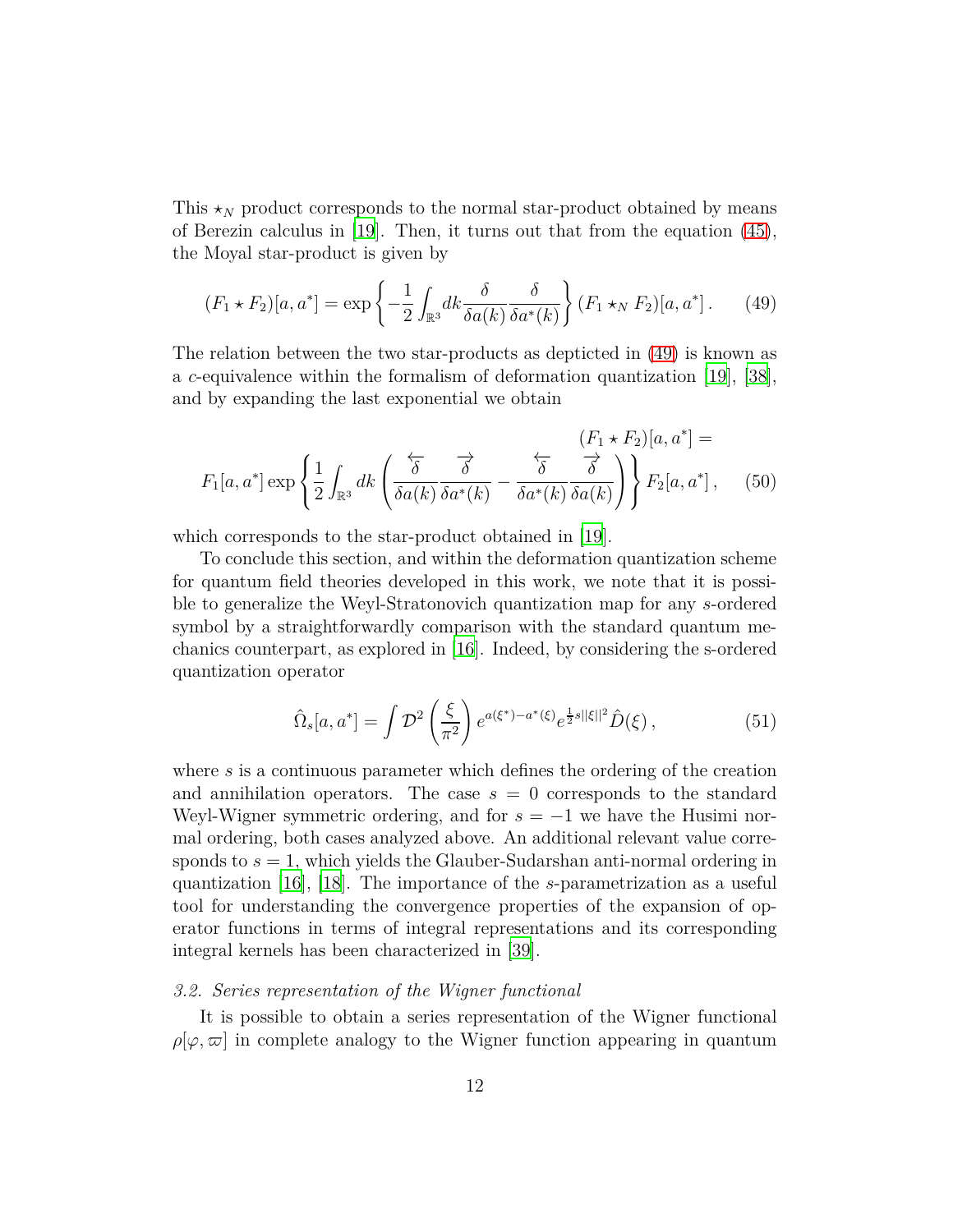This $\star_N$ product corresponds to the normal star-product obtained by means of Berezin calculus in [19]. Then, it turns out that from the equation (45), the Moyal star-product is given by

$$(F_1 \star F_2)[a, a^*] = \exp\left\{ -\frac{1}{2} \int_{\mathbb{R}^3} dk \frac{\delta}{\delta a(k)} \frac{\delta}{\delta a^*(k)} \right\} (F_1 \star_N F_2)[a, a^*] \,. \tag{49}$$

The relation between the two star-products as depticted in (49) is known as a $c$-equivalence within the formalism of deformation quantization [19], [38], and by expanding the last exponential we obtain

$$(F_1 \star F_2)[a, a^*] = F_1[a, a^*] \exp\left\{ \frac{1}{2} \int_{\mathbb{R}^3} dk \left( \frac{\overleftarrow{\delta}}{\delta a(k)} \frac{\overrightarrow{\delta}}{\delta a^*(k)} - \frac{\overleftarrow{\delta}}{\delta a^*(k)} \frac{\overrightarrow{\delta}}{\delta a(k)} \right) \right\} F_2[a, a^*] \,, \tag{50}$$

which corresponds to the star-product obtained in [19].

To conclude this section, and within the deformation quantization scheme for quantum field theories developed in this work, we note that it is possible to generalize the Weyl-Stratonovich quantization map for any $s$-ordered symbol by a straightforwardly comparison with the standard quantum mechanics counterpart, as explored in [16]. Indeed, by considering the s-ordered quantization operator

$$\hat{\Omega}_s[a, a^*] = \int \mathcal{D}^2 \left( \frac{\xi}{\pi^2} \right) e^{a(\xi^*) - a^*(\xi)} e^{\frac{1}{2} s ||\xi||^2} \hat{D}(\xi) \,, \tag{51}$$

where $s$ is a continuous parameter which defines the ordering of the creation and annihilation operators. The case $s = 0$ corresponds to the standard Weyl-Wigner symmetric ordering, and for $s = -1$ we have the Husimi normal ordering, both cases analyzed above. An additional relevant value corresponds to $s = 1$, which yields the Glauber-Sudarshan anti-normal ordering in quantization [16], [18]. The importance of the $s$-parametrization as a useful tool for understanding the convergence properties of the expansion of operator functions in terms of integral representations and its corresponding integral kernels has been characterized in [39].

### *3.2. Series representation of the Wigner functional*

It is possible to obtain a series representation of the Wigner functional $\rho[\varphi, \varpi]$ in complete analogy to the Wigner function appearing in quantum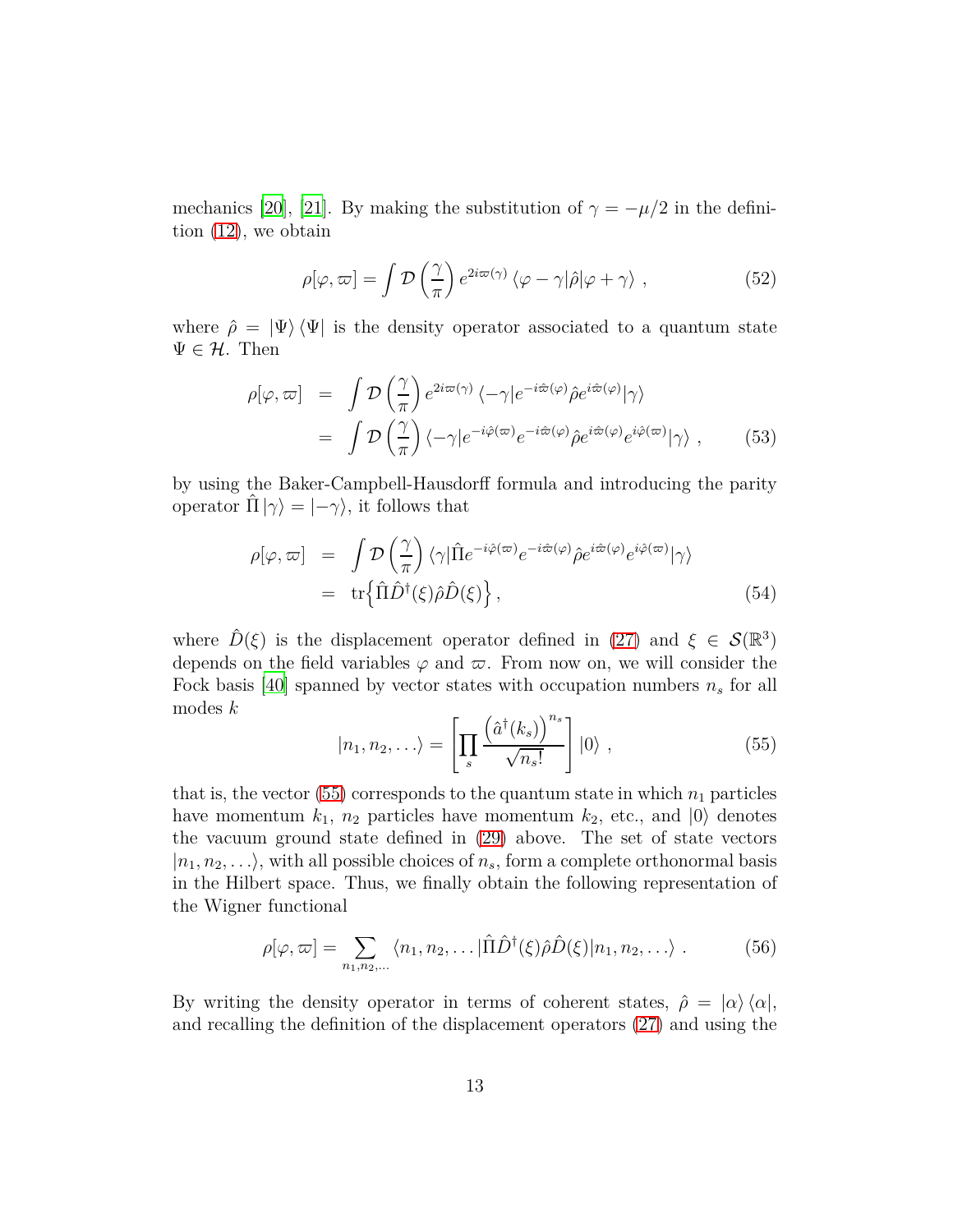mechanics [20], [21]. By making the substitution of $\gamma = -\mu/2$ in the definition (12), we obtain

$$\rho[\varphi, \varpi] = \int \mathcal{D}\left(\frac{\gamma}{\pi}\right) e^{2i\varpi(\gamma)} \left\langle \varphi - \gamma | \hat{\rho} | \varphi + \gamma \right\rangle \ , \tag{52}$$

where $\hat{\rho} = |\Psi\rangle \langle\Psi|$ is the density operator associated to a quantum state $\Psi \in \mathcal{H}$. Then

$$\begin{aligned}
\rho[\varphi, \varpi] &= \int \mathcal{D}\left(\frac{\gamma}{\pi}\right) e^{2i\varpi(\gamma)} \left\langle -\gamma | e^{-i\hat{\varpi}(\varphi)} \hat{\rho} e^{i\hat{\varpi}(\varphi)} | \gamma \right\rangle \\
&= \int \mathcal{D}\left(\frac{\gamma}{\pi}\right) \left\langle -\gamma | e^{-i\hat{\varphi}(\varpi)} e^{-i\hat{\varpi}(\varphi)} \hat{\rho} e^{i\hat{\varpi}(\varphi)} e^{i\hat{\varphi}(\varpi)} | \gamma \right\rangle \ ,
\end{aligned} \tag{53}$$

by using the Baker-Campbell-Hausdorff formula and introducing the parity operator $\hat{\Pi} |\gamma\rangle = |-\gamma\rangle$, it follows that

$$\begin{aligned}
\rho[\varphi, \varpi] &= \int \mathcal{D}\left(\frac{\gamma}{\pi}\right) \left\langle \gamma | \hat{\Pi} e^{-i\hat{\varphi}(\varpi)} e^{-i\hat{\varpi}(\varphi)} \hat{\rho} e^{i\hat{\varpi}(\varphi)} e^{i\hat{\varphi}(\varpi)} | \gamma \right\rangle \\
&= \mathrm{tr}\left\{ \hat{\Pi} \hat{D}^{\dagger}(\xi) \hat{\rho} \hat{D}(\xi) \right\},
\end{aligned} \tag{54}$$

where $\hat{D}(\xi)$ is the displacement operator defined in (27) and $\xi \in \mathcal{S}(\mathbb{R}^3)$ depends on the field variables $\varphi$ and $\varpi$. From now on, we will consider the Fock basis [40] spanned by vector states with occupation numbers $n_s$ for all modes $k$

$$|n_1, n_2, \ldots\rangle = \left[ \prod_s \frac{\left(\hat{a}^{\dagger}(k_s)\right)^{n_s}}{\sqrt{n_s!}} \right] |0\rangle \ , \tag{55}$$

that is, the vector (55) corresponds to the quantum state in which $n_1$ particles have momentum $k_1$, $n_2$ particles have momentum $k_2$, etc., and $|0\rangle$ denotes the vacuum ground state defined in (29) above. The set of state vectors $|n_1, n_2, \ldots\rangle$, with all possible choices of $n_s$, form a complete orthonormal basis in the Hilbert space. Thus, we finally obtain the following representation of the Wigner functional

$$\rho[\varphi, \varpi] = \sum_{n_1, n_2, \ldots} \left\langle n_1, n_2, \ldots | \hat{\Pi} \hat{D}^{\dagger}(\xi) \hat{\rho} \hat{D}(\xi) | n_1, n_2, \ldots \right\rangle \ . \tag{56}$$

By writing the density operator in terms of coherent states, $\hat{\rho} = |\alpha\rangle \langle\alpha|$, and recalling the definition of the displacement operators (27) and using the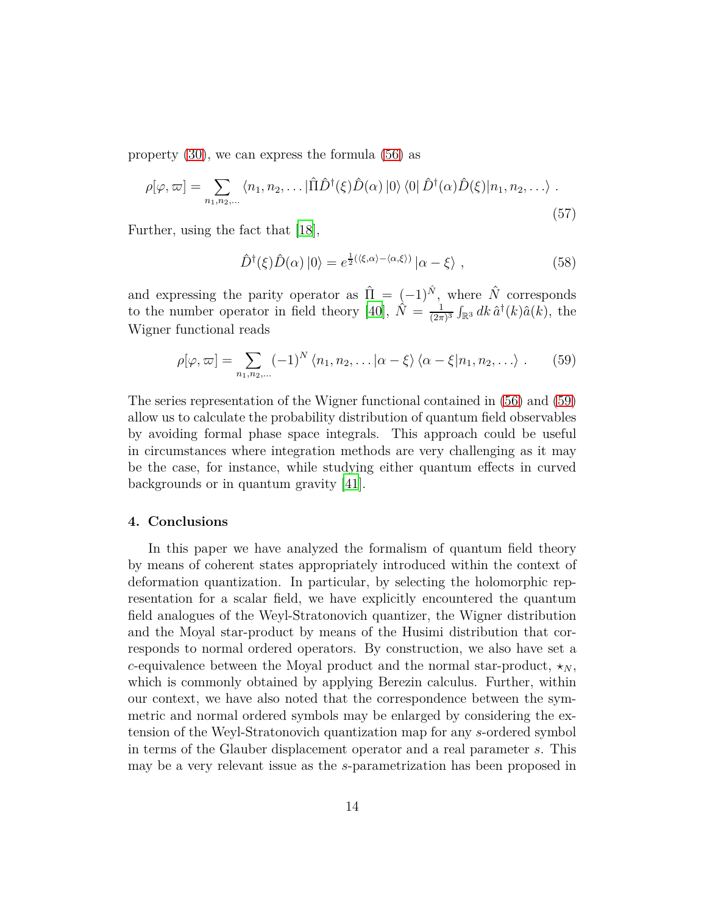property (30), we can express the formula (56) as

$$
\rho[\varphi, \varpi] = \sum_{n_1, n_2, \ldots} \langle n_1, n_2, \ldots | \hat{\Pi} \hat{D}^\dagger(\xi) \hat{D}(\alpha) |0\rangle \langle 0| \hat{D}^\dagger(\alpha) \hat{D}(\xi) | n_1, n_2, \ldots \rangle \; . \tag{57}
$$

Further, using the fact that [18],

$$
\hat{D}^\dagger(\xi) \hat{D}(\alpha) |0\rangle = e^{\frac{1}{2}(\langle \xi, \alpha \rangle - \langle \alpha, \xi \rangle)} |\alpha - \xi\rangle \; , \tag{58}
$$

and expressing the parity operator as $\hat{\Pi} = (-1)^{\hat{N}}$, where $\hat{N}$ corresponds to the number operator in field theory [40], $\hat{N} = \frac{1}{(2\pi)^3} \int_{\mathbb{R}^3} dk \, \hat{a}^\dagger(k) \hat{a}(k)$, the Wigner functional reads

$$
\rho[\varphi, \varpi] = \sum_{n_1, n_2, \ldots} (-1)^N \langle n_1, n_2, \ldots | \alpha - \xi \rangle \langle \alpha - \xi | n_1, n_2, \ldots \rangle \; . \tag{59}
$$

The series representation of the Wigner functional contained in (56) and (59) allow us to calculate the probability distribution of quantum field observables by avoiding formal phase space integrals. This approach could be useful in circumstances where integration methods are very challenging as it may be the case, for instance, while studying either quantum effects in curved backgrounds or in quantum gravity [41].

## 4. Conclusions

In this paper we have analyzed the formalism of quantum field theory by means of coherent states appropriately introduced within the context of deformation quantization. In particular, by selecting the holomorphic representation for a scalar field, we have explicitly encountered the quantum field analogues of the Weyl-Stratonovich quantizer, the Wigner distribution and the Moyal star-product by means of the Husimi distribution that corresponds to normal ordered operators. By construction, we also have set a $c$-equivalence between the Moyal product and the normal star-product, $\star_N$, which is commonly obtained by applying Berezin calculus. Further, within our context, we have also noted that the correspondence between the symmetric and normal ordered symbols may be enlarged by considering the extension of the Weyl-Stratonovich quantization map for any $s$-ordered symbol in terms of the Glauber displacement operator and a real parameter $s$. This may be a very relevant issue as the $s$-parametrization has been proposed in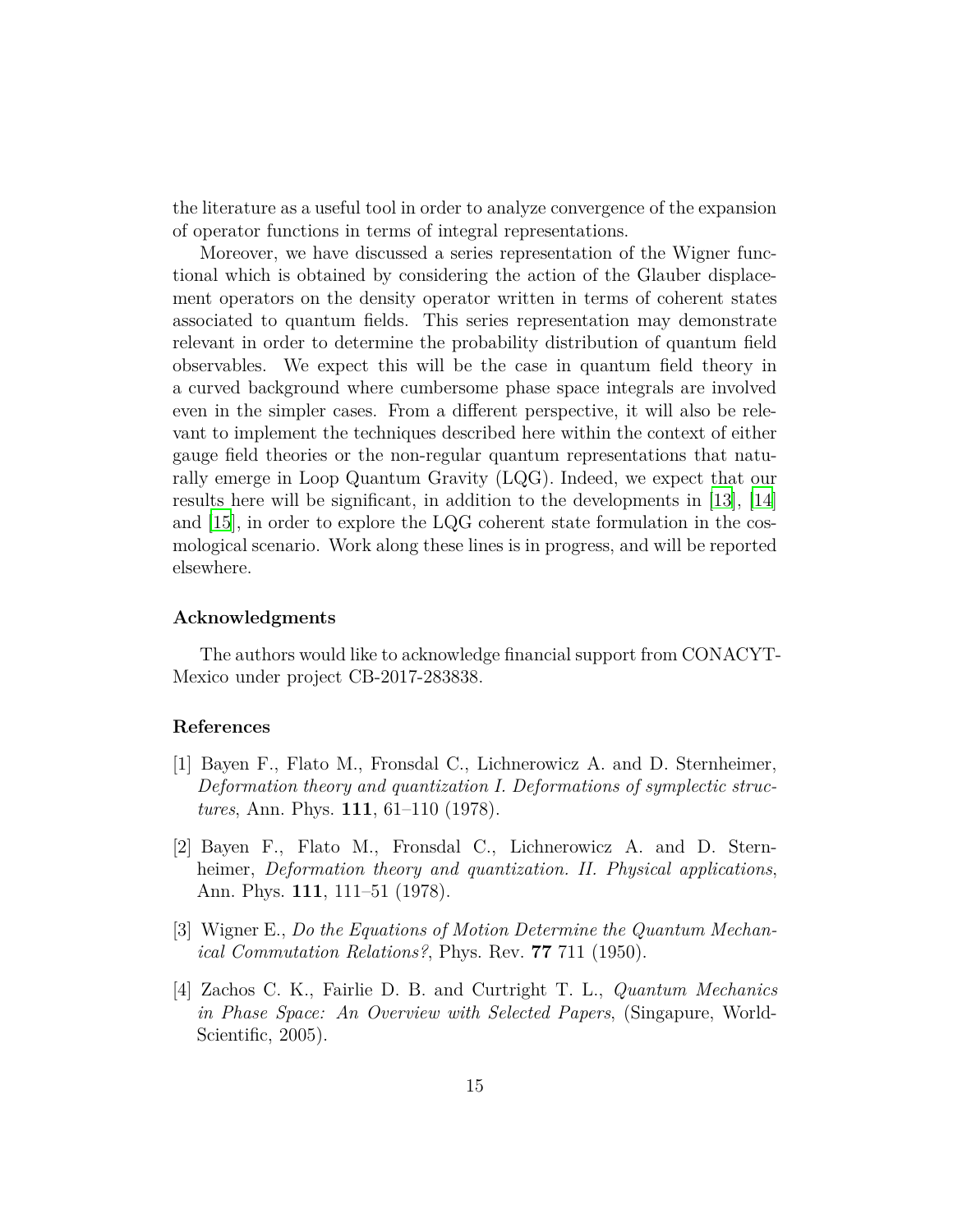the literature as a useful tool in order to analyze convergence of the expansion of operator functions in terms of integral representations.

Moreover, we have discussed a series representation of the Wigner functional which is obtained by considering the action of the Glauber displacement operators on the density operator written in terms of coherent states associated to quantum fields. This series representation may demonstrate relevant in order to determine the probability distribution of quantum field observables. We expect this will be the case in quantum field theory in a curved background where cumbersome phase space integrals are involved even in the simpler cases. From a different perspective, it will also be relevant to implement the techniques described here within the context of either gauge field theories or the non-regular quantum representations that naturally emerge in Loop Quantum Gravity (LQG). Indeed, we expect that our results here will be significant, in addition to the developments in [13], [14] and [15], in order to explore the LQG coherent state formulation in the cosmological scenario. Work along these lines is in progress, and will be reported elsewhere.

### Acknowledgments

The authors would like to acknowledge financial support from CONACYT-Mexico under project CB-2017-283838.

### References

[1] Bayen F., Flato M., Fronsdal C., Lichnerowicz A. and D. Sternheimer, *Deformation theory and quantization I. Deformations of symplectic structures*, Ann. Phys. **111**, 61–110 (1978).

[2] Bayen F., Flato M., Fronsdal C., Lichnerowicz A. and D. Sternheimer, *Deformation theory and quantization. II. Physical applications*, Ann. Phys. **111**, 111–51 (1978).

[3] Wigner E., *Do the Equations of Motion Determine the Quantum Mechanical Commutation Relations?*, Phys. Rev. **77** 711 (1950).

[4] Zachos C. K., Fairlie D. B. and Curtright T. L., *Quantum Mechanics in Phase Space: An Overview with Selected Papers*, (Singapure, World-Scientific, 2005).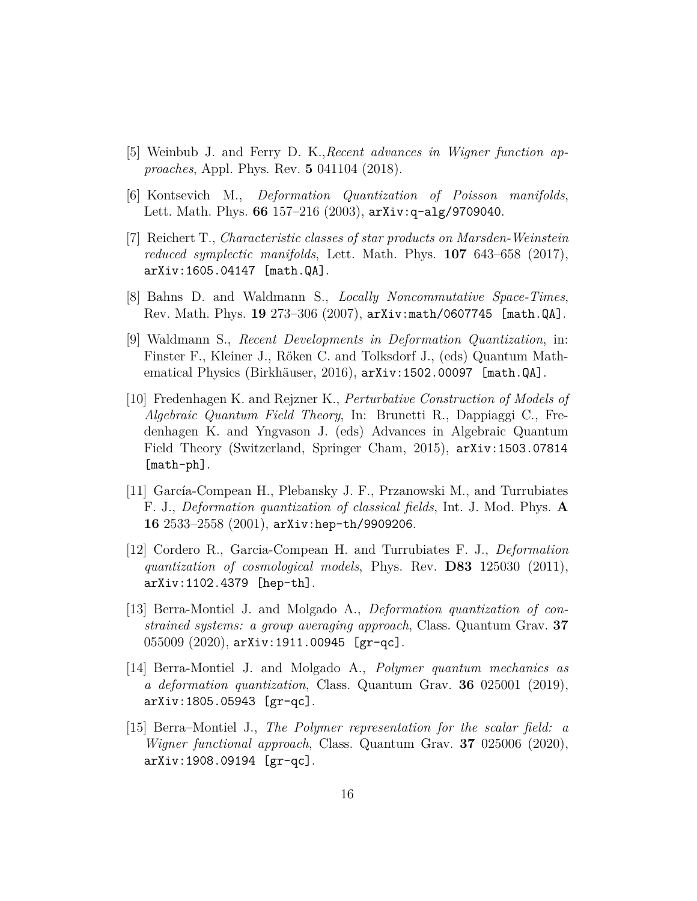[5] Weinbub J. and Ferry D. K.,*Recent advances in Wigner function approaches*, Appl. Phys. Rev. **5** 041104 (2018).

[6] Kontsevich M., *Deformation Quantization of Poisson manifolds*, Lett. Math. Phys. **66** 157–216 (2003), `arXiv:q-alg/9709040`.

[7] Reichert T., *Characteristic classes of star products on Marsden-Weinstein reduced symplectic manifolds*, Lett. Math. Phys. **107** 643–658 (2017), `arXiv:1605.04147 [math.QA]`.

[8] Bahns D. and Waldmann S., *Locally Noncommutative Space-Times*, Rev. Math. Phys. **19** 273–306 (2007), `arXiv:math/0607745 [math.QA]`.

[9] Waldmann S., *Recent Developments in Deformation Quantization*, in: Finster F., Kleiner J., Röken C. and Tolksdorf J., (eds) Quantum Mathematical Physics (Birkhäuser, 2016), `arXiv:1502.00097 [math.QA]`.

[10] Fredenhagen K. and Rejzner K., *Perturbative Construction of Models of Algebraic Quantum Field Theory*, In: Brunetti R., Dappiaggi C., Fredenhagen K. and Yngvason J. (eds) Advances in Algebraic Quantum Field Theory (Switzerland, Springer Cham, 2015), `arXiv:1503.07814 [math-ph]`.

[11] García-Compean H., Plebansky J. F., Przanowski M., and Turrubiates F. J., *Deformation quantization of classical fields*, Int. J. Mod. Phys. **A 16** 2533–2558 (2001), `arXiv:hep-th/9909206`.

[12] Cordero R., Garcia-Compean H. and Turrubiates F. J., *Deformation quantization of cosmological models*, Phys. Rev. **D83** 125030 (2011), `arXiv:1102.4379 [hep-th]`.

[13] Berra-Montiel J. and Molgado A., *Deformation quantization of constrained systems: a group averaging approach*, Class. Quantum Grav. **37** 055009 (2020), `arXiv:1911.00945 [gr-qc]`.

[14] Berra-Montiel J. and Molgado A., *Polymer quantum mechanics as a deformation quantization*, Class. Quantum Grav. **36** 025001 (2019), `arXiv:1805.05943 [gr-qc]`.

[15] Berra–Montiel J., *The Polymer representation for the scalar field: a Wigner functional approach*, Class. Quantum Grav. **37** 025006 (2020), `arXiv:1908.09194 [gr-qc]`.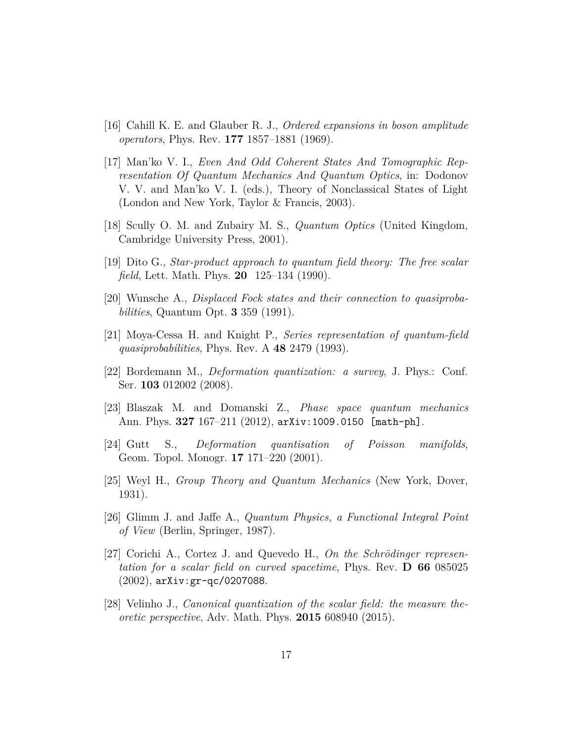[16] Cahill K. E. and Glauber R. J., *Ordered expansions in boson amplitude operators*, Phys. Rev. **177** 1857–1881 (1969).

[17] Man'ko V. I., *Even And Odd Coherent States And Tomographic Representation Of Quantum Mechanics And Quantum Optics*, in: Dodonov V. V. and Man'ko V. I. (eds.), Theory of Nonclassical States of Light (London and New York, Taylor & Francis, 2003).

[18] Scully O. M. and Zubairy M. S., *Quantum Optics* (United Kingdom, Cambridge University Press, 2001).

[19] Dito G., *Star-product approach to quantum field theory: The free scalar field*, Lett. Math. Phys. **20** 125–134 (1990).

[20] Wunsche A., *Displaced Fock states and their connection to quasiprobabilities*, Quantum Opt. **3** 359 (1991).

[21] Moya-Cessa H. and Knight P., *Series representation of quantum-field quasiprobabilities*, Phys. Rev. A **48** 2479 (1993).

[22] Bordemann M., *Deformation quantization: a survey*, J. Phys.: Conf. Ser. **103** 012002 (2008).

[23] Blaszak M. and Domanski Z., *Phase space quantum mechanics* Ann. Phys. **327** 167–211 (2012), `arXiv:1009.0150 [math-ph]`.

[24] Gutt S., *Deformation quantisation of Poisson manifolds*, Geom. Topol. Monogr. **17** 171–220 (2001).

[25] Weyl H., *Group Theory and Quantum Mechanics* (New York, Dover, 1931).

[26] Glimm J. and Jaffe A., *Quantum Physics, a Functional Integral Point of View* (Berlin, Springer, 1987).

[27] Corichi A., Cortez J. and Quevedo H., *On the Schrödinger representation for a scalar field on curved spacetime*, Phys. Rev. **D 66** 085025 (2002), `arXiv:gr-qc/0207088`.

[28] Velinho J., *Canonical quantization of the scalar field: the measure theoretic perspective*, Adv. Math. Phys. **2015** 608940 (2015).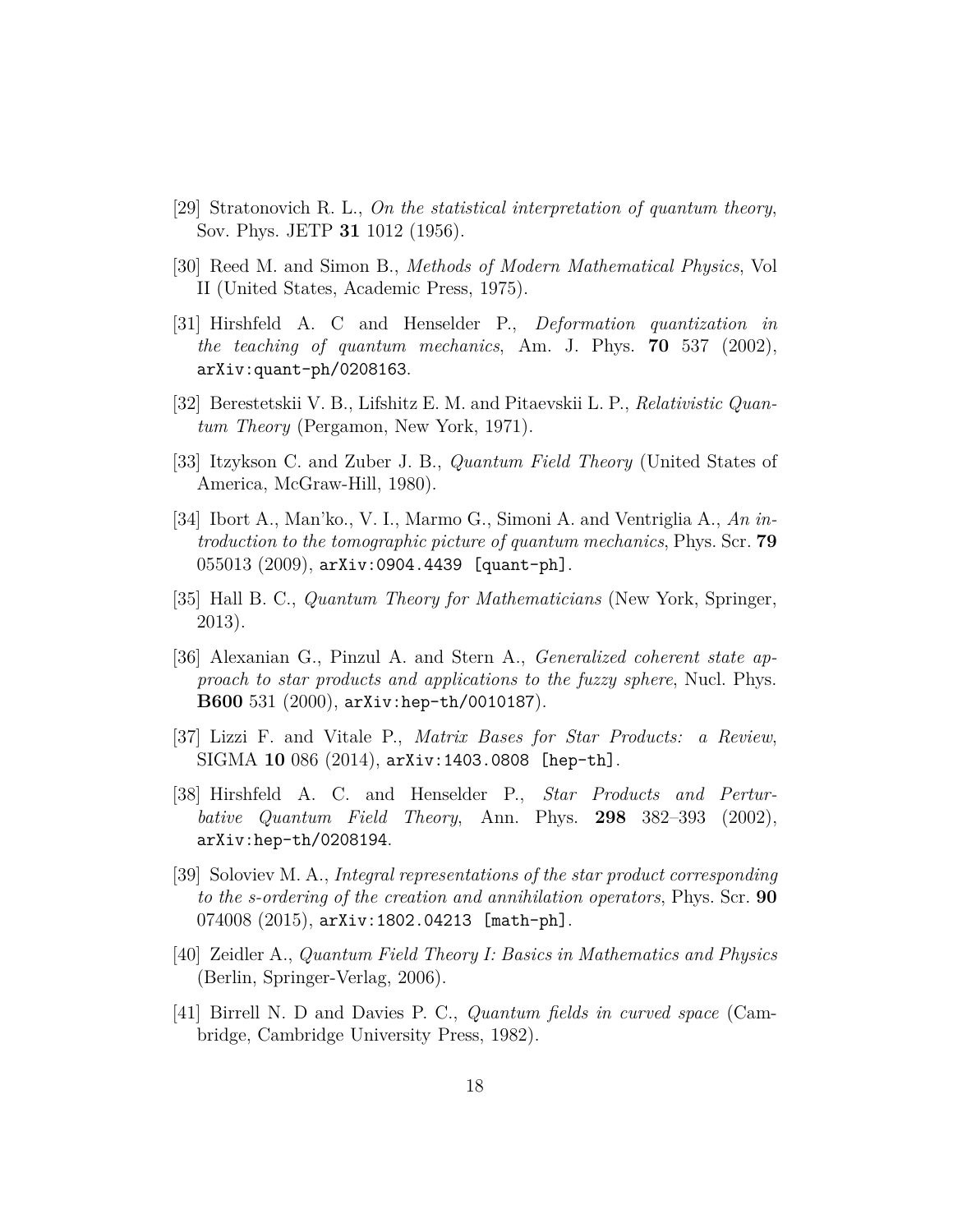[29] Stratonovich R. L., *On the statistical interpretation of quantum theory*, Sov. Phys. JETP **31** 1012 (1956).

[30] Reed M. and Simon B., *Methods of Modern Mathematical Physics*, Vol II (United States, Academic Press, 1975).

[31] Hirshfeld A. C and Henselder P., *Deformation quantization in the teaching of quantum mechanics*, Am. J. Phys. **70** 537 (2002), `arXiv:quant-ph/0208163`.

[32] Berestetskii V. B., Lifshitz E. M. and Pitaevskii L. P., *Relativistic Quantum Theory* (Pergamon, New York, 1971).

[33] Itzykson C. and Zuber J. B., *Quantum Field Theory* (United States of America, McGraw-Hill, 1980).

[34] Ibort A., Man'ko., V. I., Marmo G., Simoni A. and Ventriglia A., *An introduction to the tomographic picture of quantum mechanics*, Phys. Scr. **79** 055013 (2009), `arXiv:0904.4439 [quant-ph]`.

[35] Hall B. C., *Quantum Theory for Mathematicians* (New York, Springer, 2013).

[36] Alexanian G., Pinzul A. and Stern A., *Generalized coherent state approach to star products and applications to the fuzzy sphere*, Nucl. Phys. **B600** 531 (2000), `arXiv:hep-th/0010187`).

[37] Lizzi F. and Vitale P., *Matrix Bases for Star Products: a Review*, SIGMA **10** 086 (2014), `arXiv:1403.0808 [hep-th]`.

[38] Hirshfeld A. C. and Henselder P., *Star Products and Perturbative Quantum Field Theory*, Ann. Phys. **298** 382–393 (2002), `arXiv:hep-th/0208194`.

[39] Soloviev M. A., *Integral representations of the star product corresponding to the s-ordering of the creation and annihilation operators*, Phys. Scr. **90** 074008 (2015), `arXiv:1802.04213 [math-ph]`.

[40] Zeidler A., *Quantum Field Theory I: Basics in Mathematics and Physics* (Berlin, Springer-Verlag, 2006).

[41] Birrell N. D and Davies P. C., *Quantum fields in curved space* (Cambridge, Cambridge University Press, 1982).